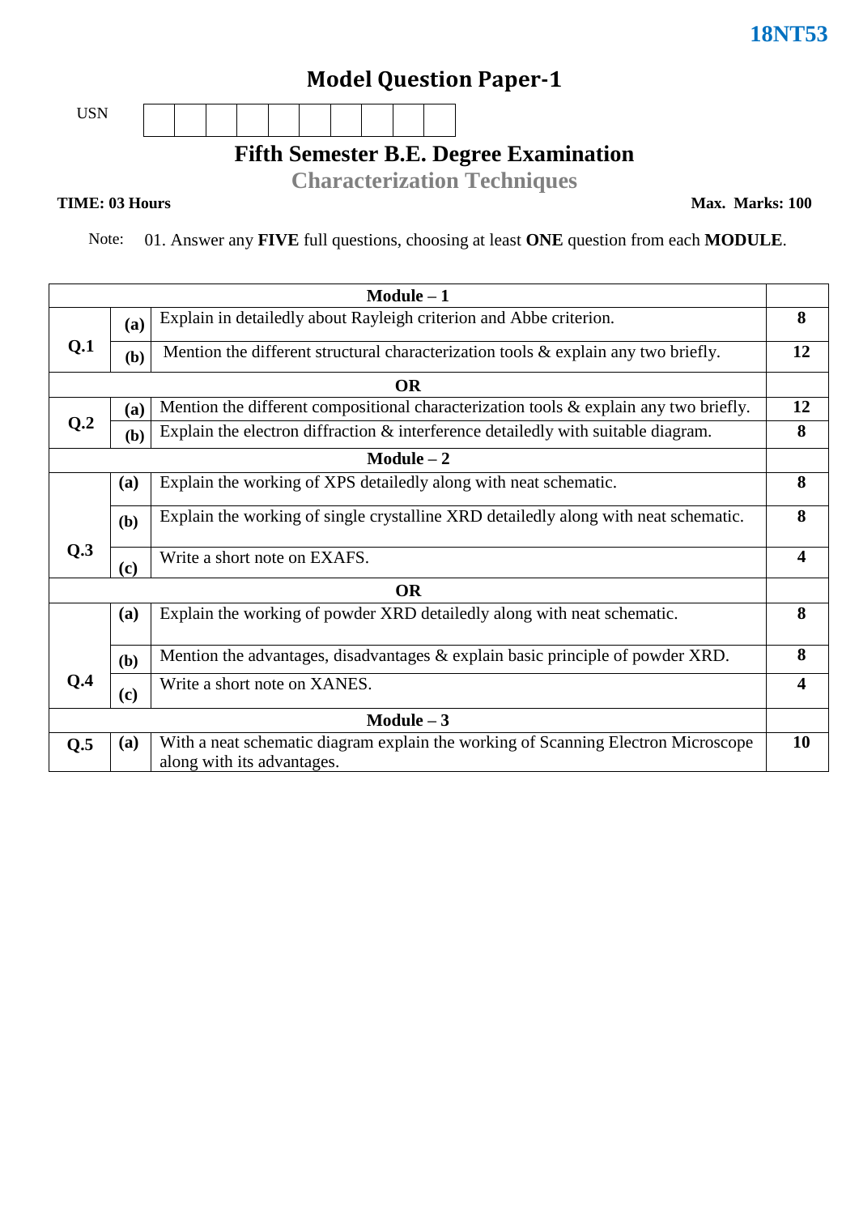**18NT53**

# Model Question Paper-1

USN | | | | | | | | | |

## Fifth Semester B.E. Degree Examination

## Characterization Techniques

**TIME: 03 Hours** **Max. Marks: 100**

Note: 01. Answer any **FIVE** full questions, choosing at least **ONE** question from each **MODULE**.

| | | | |
|---|---|---|---|
| | | **Module – 1** | |
| **Q.1** | **(a)** | Explain in detailedly about Rayleigh criterion and Abbe criterion. | **8** |
| | **(b)** | Mention the different structural characterization tools & explain any two briefly. | **12** |
| | | **OR** | |
| **Q.2** | **(a)** | Mention the different compositional characterization tools & explain any two briefly. | **12** |
| | **(b)** | Explain the electron diffraction & interference detailedly with suitable diagram. | **8** |
| | | **Module – 2** | |
| **Q.3** | **(a)** | Explain the working of XPS detailedly along with neat schematic. | **8** |
| | **(b)** | Explain the working of single crystalline XRD detailedly along with neat schematic. | **8** |
| | **(c)** | Write a short note on EXAFS. | **4** |
| | | **OR** | |
| **Q.4** | **(a)** | Explain the working of powder XRD detailedly along with neat schematic. | **8** |
| | **(b)** | Mention the advantages, disadvantages & explain basic principle of powder XRD. | **8** |
| | **(c)** | Write a short note on XANES. | **4** |
| | | **Module – 3** | |
| **Q.5** | **(a)** | With a neat schematic diagram explain the working of Scanning Electron Microscope along with its advantages. | **10** |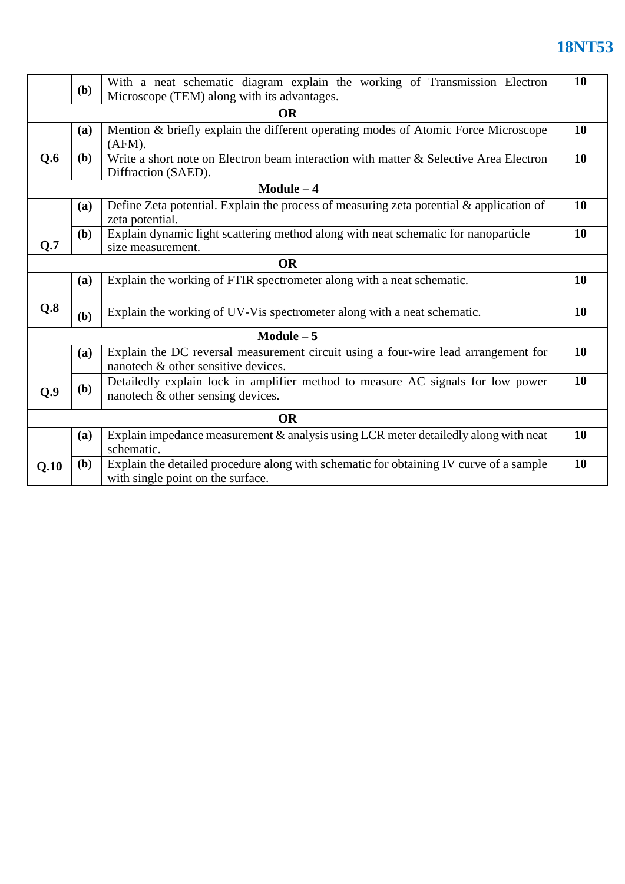| | | | |
|---|---|---|---|
| | **(b)** | With a neat schematic diagram explain the working of Transmission Electron Microscope (TEM) along with its advantages. | **10** |
| | | **OR** | |
| **Q.6** | **(a)** | Mention & briefly explain the different operating modes of Atomic Force Microscope (AFM). | **10** |
| | **(b)** | Write a short note on Electron beam interaction with matter & Selective Area Electron Diffraction (SAED). | **10** |
| | | **Module – 4** | |
| **Q.7** | **(a)** | Define Zeta potential. Explain the process of measuring zeta potential & application of zeta potential. | **10** |
| | **(b)** | Explain dynamic light scattering method along with neat schematic for nanoparticle size measurement. | **10** |
| | | **OR** | |
| **Q.8** | **(a)** | Explain the working of FTIR spectrometer along with a neat schematic. | **10** |
| | **(b)** | Explain the working of UV-Vis spectrometer along with a neat schematic. | **10** |
| | | **Module – 5** | |
| **Q.9** | **(a)** | Explain the DC reversal measurement circuit using a four-wire lead arrangement for nanotech & other sensitive devices. | **10** |
| | **(b)** | Detailedly explain lock in amplifier method to measure AC signals for low power nanotech & other sensing devices. | **10** |
| | | **OR** | |
| **Q.10** | **(a)** | Explain impedance measurement & analysis using LCR meter detailedly along with neat schematic. | **10** |
| | **(b)** | Explain the detailed procedure along with schematic for obtaining IV curve of a sample with single point on the surface. | **10** |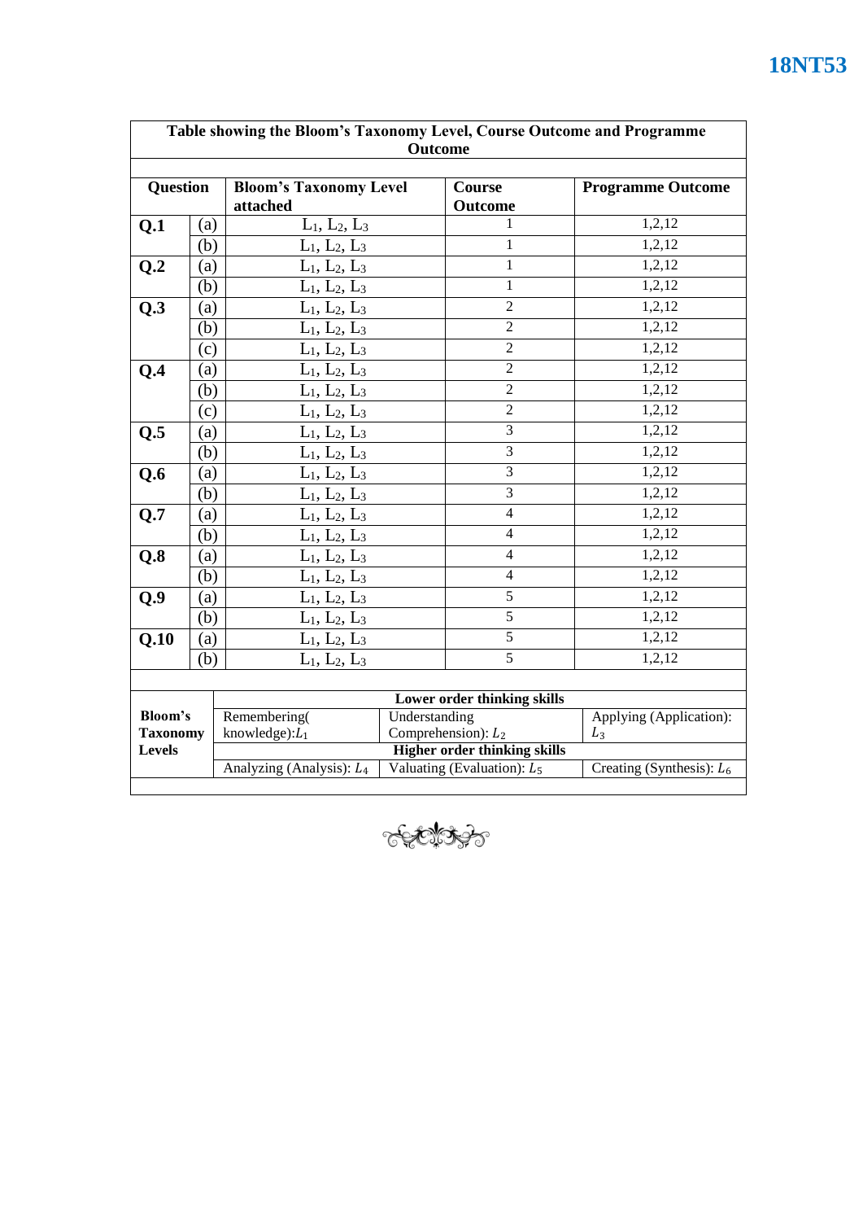**Table showing the Bloom's Taxonomy Level, Course Outcome and Programme Outcome**

| Question | | Bloom's Taxonomy Level attached | Course Outcome | Programme Outcome |
|---|---|---|---|---|
| **Q.1** | (a) | $L_1$, $L_2$, $L_3$ | 1 | 1,2,12 |
| | (b) | $L_1$, $L_2$, $L_3$ | 1 | 1,2,12 |
| **Q.2** | (a) | $L_1$, $L_2$, $L_3$ | 1 | 1,2,12 |
| | (b) | $L_1$, $L_2$, $L_3$ | 1 | 1,2,12 |
| **Q.3** | (a) | $L_1$, $L_2$, $L_3$ | 2 | 1,2,12 |
| | (b) | $L_1$, $L_2$, $L_3$ | 2 | 1,2,12 |
| | (c) | $L_1$, $L_2$, $L_3$ | 2 | 1,2,12 |
| **Q.4** | (a) | $L_1$, $L_2$, $L_3$ | 2 | 1,2,12 |
| | (b) | $L_1$, $L_2$, $L_3$ | 2 | 1,2,12 |
| | (c) | $L_1$, $L_2$, $L_3$ | 2 | 1,2,12 |
| **Q.5** | (a) | $L_1$, $L_2$, $L_3$ | 3 | 1,2,12 |
| | (b) | $L_1$, $L_2$, $L_3$ | 3 | 1,2,12 |
| **Q.6** | (a) | $L_1$, $L_2$, $L_3$ | 3 | 1,2,12 |
| | (b) | $L_1$, $L_2$, $L_3$ | 3 | 1,2,12 |
| **Q.7** | (a) | $L_1$, $L_2$, $L_3$ | 4 | 1,2,12 |
| | (b) | $L_1$, $L_2$, $L_3$ | 4 | 1,2,12 |
| **Q.8** | (a) | $L_1$, $L_2$, $L_3$ | 4 | 1,2,12 |
| | (b) | $L_1$, $L_2$, $L_3$ | 4 | 1,2,12 |
| **Q.9** | (a) | $L_1$, $L_2$, $L_3$ | 5 | 1,2,12 |
| | (b) | $L_1$, $L_2$, $L_3$ | 5 | 1,2,12 |
| **Q.10** | (a) | $L_1$, $L_2$, $L_3$ | 5 | 1,2,12 |
| | (b) | $L_1$, $L_2$, $L_3$ | 5 | 1,2,12 |

| | | | |
|---|---|---|---|
| **Bloom's Taxonomy Levels** | **Lower order thinking skills** | | |
| | Remembering( knowledge): $L_1$ | Understanding Comprehension): $L_2$ | Applying (Application): $L_3$ |
| | **Higher order thinking skills** | | |
| | Analyzing (Analysis): $L_4$ | Valuating (Evaluation): $L_5$ | Creating (Synthesis): $L_6$ |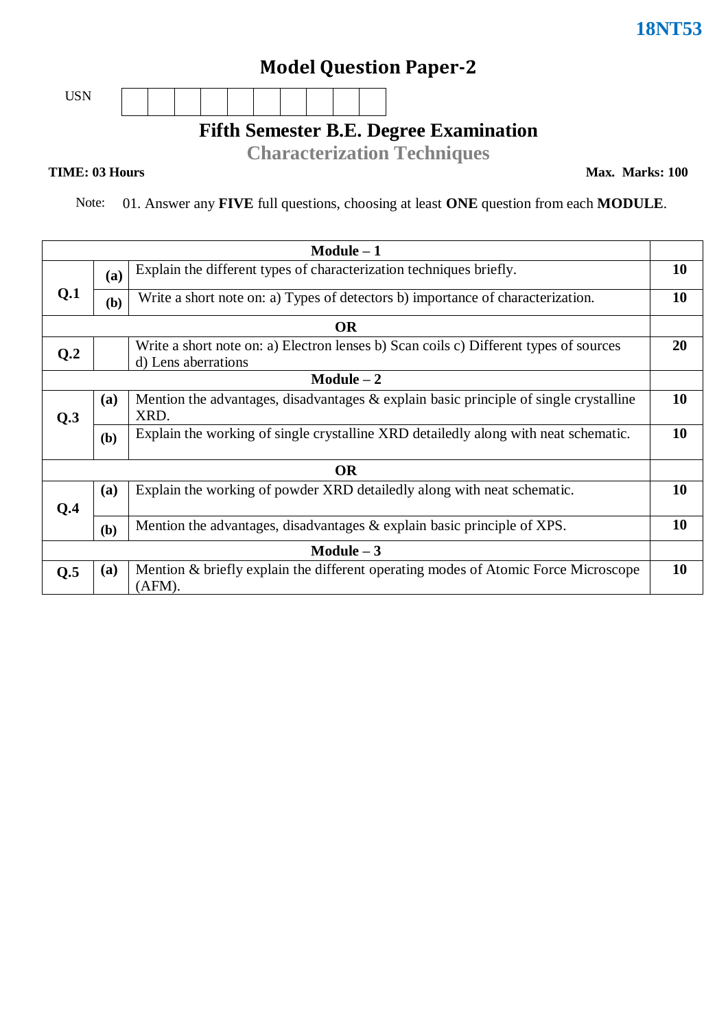18NT53

# Model Question Paper-2

USN | | | | | | | | | | |

## Fifth Semester B.E. Degree Examination

### Characterization Techniques

**TIME: 03 Hours** **Max. Marks: 100**

Note: 01. Answer any **FIVE** full questions, choosing at least **ONE** question from each **MODULE**.

| | | **Module – 1** | |
|---|---|---|---|
| **Q.1** | **(a)** | Explain the different types of characterization techniques briefly. | **10** |
| | **(b)** | Write a short note on: a) Types of detectors b) importance of characterization. | **10** |
| | | **OR** | |
| **Q.2** | | Write a short note on: a) Electron lenses b) Scan coils c) Different types of sources d) Lens aberrations | **20** |
| | | **Module – 2** | |
| **Q.3** | **(a)** | Mention the advantages, disadvantages & explain basic principle of single crystalline XRD. | **10** |
| | **(b)** | Explain the working of single crystalline XRD detailedly along with neat schematic. | **10** |
| | | **OR** | |
| **Q.4** | **(a)** | Explain the working of powder XRD detailedly along with neat schematic. | **10** |
| | **(b)** | Mention the advantages, disadvantages & explain basic principle of XPS. | **10** |
| | | **Module – 3** | |
| **Q.5** | **(a)** | Mention & briefly explain the different operating modes of Atomic Force Microscope (AFM). | **10** |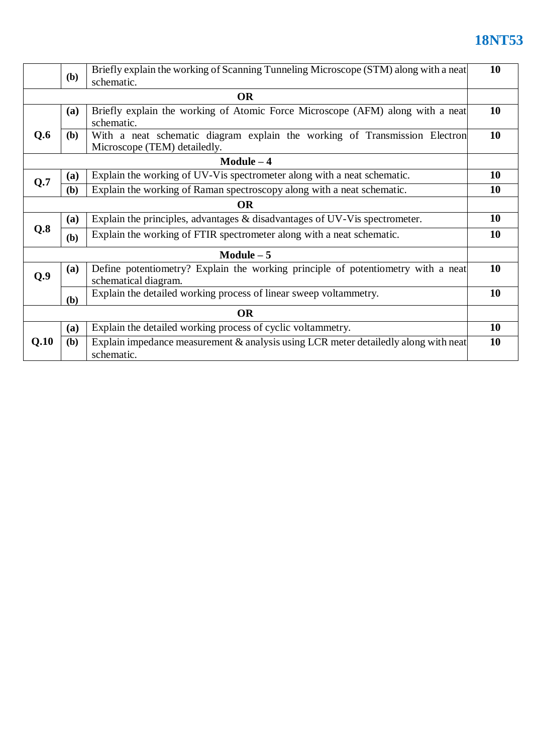| | | | |
|---|---|---|---|
| | **(b)** | Briefly explain the working of Scanning Tunneling Microscope (STM) along with a neat schematic. | **10** |
| **OR** | | | |
| **Q.6** | **(a)** | Briefly explain the working of Atomic Force Microscope (AFM) along with a neat schematic. | **10** |
| | **(b)** | With a neat schematic diagram explain the working of Transmission Electron Microscope (TEM) detailedly. | **10** |
| **Module – 4** | | | |
| **Q.7** | **(a)** | Explain the working of UV-Vis spectrometer along with a neat schematic. | **10** |
| | **(b)** | Explain the working of Raman spectroscopy along with a neat schematic. | **10** |
| **OR** | | | |
| **Q.8** | **(a)** | Explain the principles, advantages & disadvantages of UV-Vis spectrometer. | **10** |
| | **(b)** | Explain the working of FTIR spectrometer along with a neat schematic. | **10** |
| **Module – 5** | | | |
| **Q.9** | **(a)** | Define potentiometry? Explain the working principle of potentiometry with a neat schematical diagram. | **10** |
| | **(b)** | Explain the detailed working process of linear sweep voltammetry. | **10** |
| **OR** | | | |
| **Q.10** | **(a)** | Explain the detailed working process of cyclic voltammetry. | **10** |
| | **(b)** | Explain impedance measurement & analysis using LCR meter detailedly along with neat schematic. | **10** |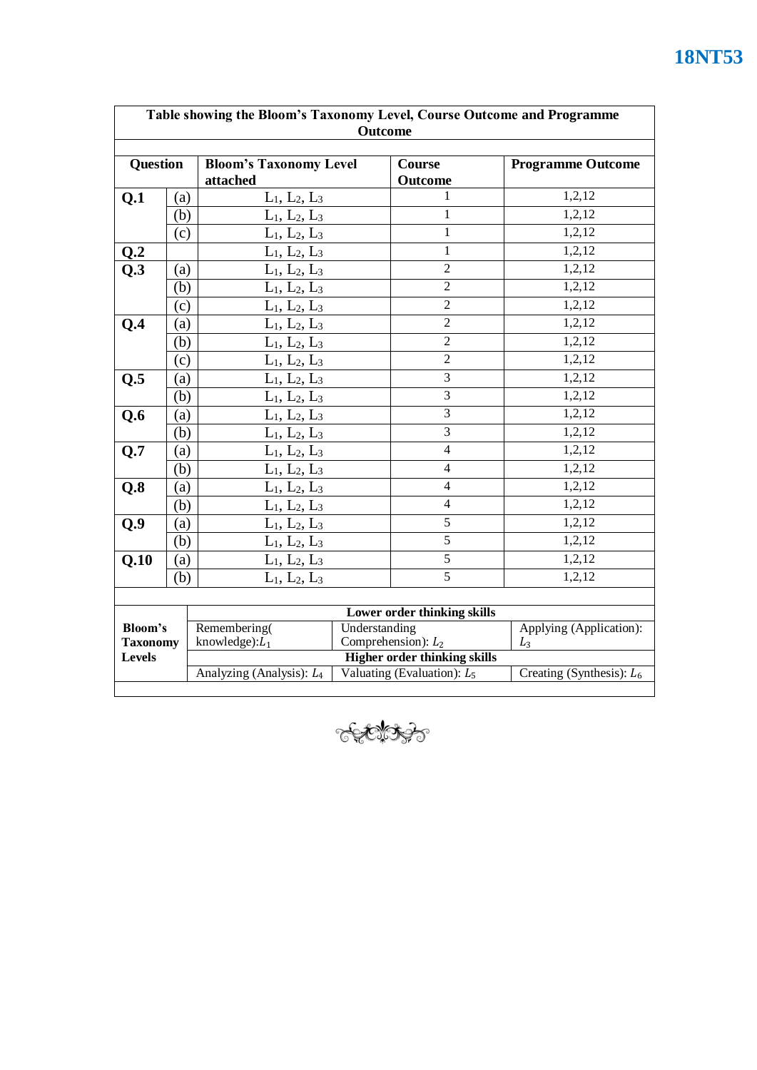**Table showing the Bloom's Taxonomy Level, Course Outcome and Programme Outcome**

| Question | | Bloom's Taxonomy Level attached | Course Outcome | Programme Outcome |
|---|---|---|---|---|
| **Q.1** | (a) | $L_1$, $L_2$, $L_3$ | 1 | 1,2,12 |
| | (b) | $L_1$, $L_2$, $L_3$ | 1 | 1,2,12 |
| | (c) | $L_1$, $L_2$, $L_3$ | 1 | 1,2,12 |
| **Q.2** | | $L_1$, $L_2$, $L_3$ | 1 | 1,2,12 |
| **Q.3** | (a) | $L_1$, $L_2$, $L_3$ | 2 | 1,2,12 |
| | (b) | $L_1$, $L_2$, $L_3$ | 2 | 1,2,12 |
| | (c) | $L_1$, $L_2$, $L_3$ | 2 | 1,2,12 |
| **Q.4** | (a) | $L_1$, $L_2$, $L_3$ | 2 | 1,2,12 |
| | (b) | $L_1$, $L_2$, $L_3$ | 2 | 1,2,12 |
| | (c) | $L_1$, $L_2$, $L_3$ | 2 | 1,2,12 |
| **Q.5** | (a) | $L_1$, $L_2$, $L_3$ | 3 | 1,2,12 |
| | (b) | $L_1$, $L_2$, $L_3$ | 3 | 1,2,12 |
| **Q.6** | (a) | $L_1$, $L_2$, $L_3$ | 3 | 1,2,12 |
| | (b) | $L_1$, $L_2$, $L_3$ | 3 | 1,2,12 |
| **Q.7** | (a) | $L_1$, $L_2$, $L_3$ | 4 | 1,2,12 |
| | (b) | $L_1$, $L_2$, $L_3$ | 4 | 1,2,12 |
| **Q.8** | (a) | $L_1$, $L_2$, $L_3$ | 4 | 1,2,12 |
| | (b) | $L_1$, $L_2$, $L_3$ | 4 | 1,2,12 |
| **Q.9** | (a) | $L_1$, $L_2$, $L_3$ | 5 | 1,2,12 |
| | (b) | $L_1$, $L_2$, $L_3$ | 5 | 1,2,12 |
| **Q.10** | (a) | $L_1$, $L_2$, $L_3$ | 5 | 1,2,12 |
| | (b) | $L_1$, $L_2$, $L_3$ | 5 | 1,2,12 |

| | | | |
|---|---|---|---|
| **Bloom's Taxonomy Levels** | **Lower order thinking skills** | | |
| | Remembering( knowledge): $L_1$ | Understanding Comprehension): $L_2$ | Applying (Application): $L_3$ |
| | **Higher order thinking skills** | | |
| | Analyzing (Analysis): $L_4$ | Valuating (Evaluation): $L_5$ | Creating (Synthesis): $L_6$ |